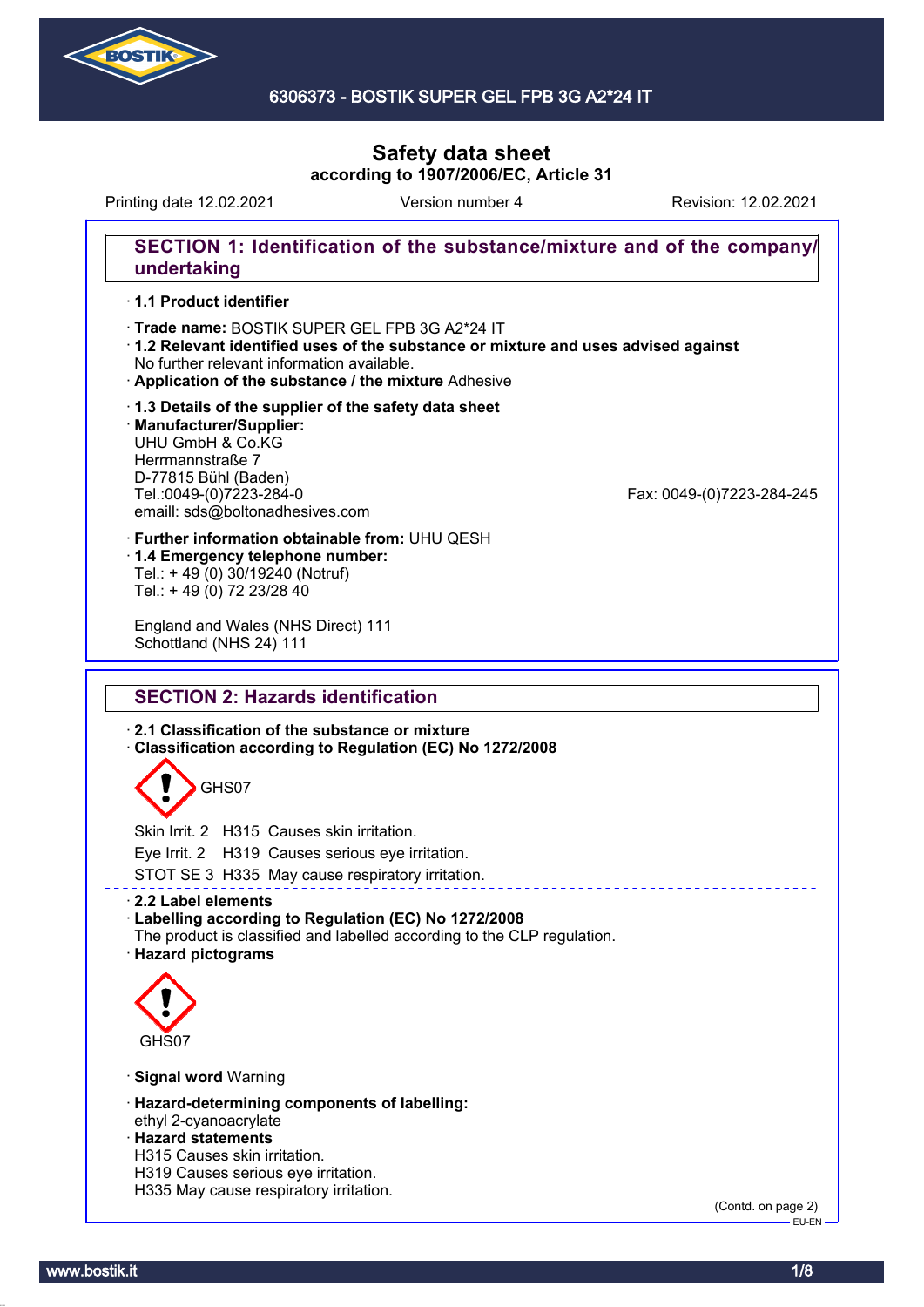# Safety data sheet

**according to 1907/2006/EC, Article 31**

Printing date 12.02.2021 Version number 4 Revision: 12.02.2021

## SECTION 1: Identification of the substance/mixture and of the company/undertaking

· **1.1 Product identifier**

· **Trade name:** BOSTIK SUPER GEL FPB 3G A2*24 IT

· **1.2 Relevant identified uses of the substance or mixture and uses advised against**
No further relevant information available.

· **Application of the substance / the mixture** Adhesive

· **1.3 Details of the supplier of the safety data sheet**

· **Manufacturer/Supplier:**
UHU GmbH & Co.KG
Herrmannstraße 7
D-77815 Bühl (Baden)
Tel.:0049-(0)7223-284-0
Fax: 0049-(0)7223-284-245
emaill: sds@boltonadhesives.com

· **Further information obtainable from:** UHU QESH

· **1.4 Emergency telephone number:**
Tel.: + 49 (0) 30/19240 (Notruf)
Tel.: + 49 (0) 72 23/28 40

England and Wales (NHS Direct) 111
Schottland (NHS 24) 111

## SECTION 2: Hazards identification

· **2.1 Classification of the substance or mixture**

· **Classification according to Regulation (EC) No 1272/2008**

GHS07

Skin Irrit. 2 H315 Causes skin irritation.

Eye Irrit. 2 H319 Causes serious eye irritation.

STOT SE 3 H335 May cause respiratory irritation.

· **2.2 Label elements**

· **Labelling according to Regulation (EC) No 1272/2008**
The product is classified and labelled according to the CLP regulation.

· **Hazard pictograms**

GHS07

· **Signal word** Warning

· **Hazard-determining components of labelling:**
ethyl 2-cyanoacrylate

· **Hazard statements**
H315 Causes skin irritation.
H319 Causes serious eye irritation.
H335 May cause respiratory irritation.

(Contd. on page 2)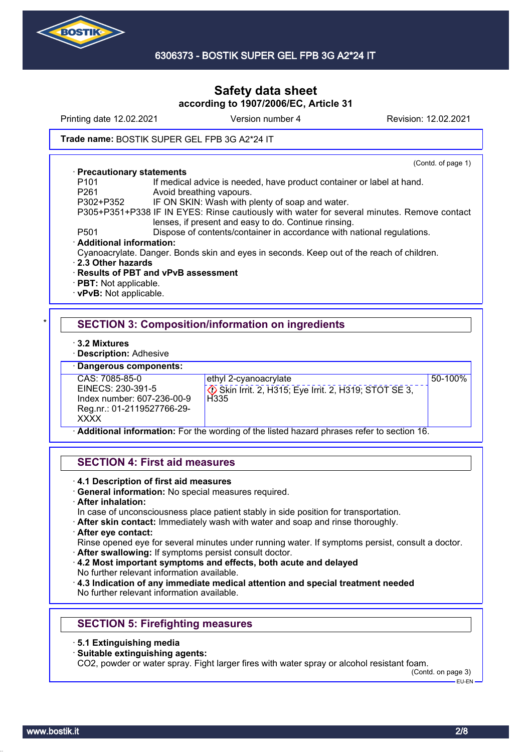Safety data sheet
according to 1907/2006/EC, Article 31

Printing date 12.02.2021 | Version number 4 | Revision: 12.02.2021

**Trade name:** BOSTIK SUPER GEL FPB 3G A2*24 IT

(Contd. of page 1)

· **Precautionary statements**

P101 If medical advice is needed, have product container or label at hand.
P261 Avoid breathing vapours.
P302+P352 IF ON SKIN: Wash with plenty of soap and water.
P305+P351+P338 IF IN EYES: Rinse cautiously with water for several minutes. Remove contact lenses, if present and easy to do. Continue rinsing.
P501 Dispose of contents/container in accordance with national regulations.

· **Additional information:**
Cyanoacrylate. Danger. Bonds skin and eyes in seconds. Keep out of the reach of children.

· **2.3 Other hazards**
· **Results of PBT and vPvB assessment**
· **PBT:** Not applicable.
· **vPvB:** Not applicable.

## SECTION 3: Composition/information on ingredients

· **3.2 Mixtures**
· **Description:** Adhesive

· **Dangerous components:**

| | | |
|---|---|---|
| CAS: 7085-85-0<br>EINECS: 230-391-5<br>Index number: 607-236-00-9<br>Reg.nr.: 01-2119527766-29-XXXX | ethyl 2-cyanoacrylate<br>Skin Irrit. 2, H315; Eye Irrit. 2, H319; STOT SE 3, H335 | 50-100% |

· **Additional information:** For the wording of the listed hazard phrases refer to section 16.

## SECTION 4: First aid measures

· **4.1 Description of first aid measures**
· **General information:** No special measures required.
· **After inhalation:**
In case of unconsciousness place patient stably in side position for transportation.
· **After skin contact:** Immediately wash with water and soap and rinse thoroughly.
· **After eye contact:**
Rinse opened eye for several minutes under running water. If symptoms persist, consult a doctor.
· **After swallowing:** If symptoms persist consult doctor.
· **4.2 Most important symptoms and effects, both acute and delayed**
No further relevant information available.
· **4.3 Indication of any immediate medical attention and special treatment needed**
No further relevant information available.

## SECTION 5: Firefighting measures

· **5.1 Extinguishing media**
· **Suitable extinguishing agents:**
$CO_2$, powder or water spray. Fight larger fires with water spray or alcohol resistant foam.

(Contd. on page 3)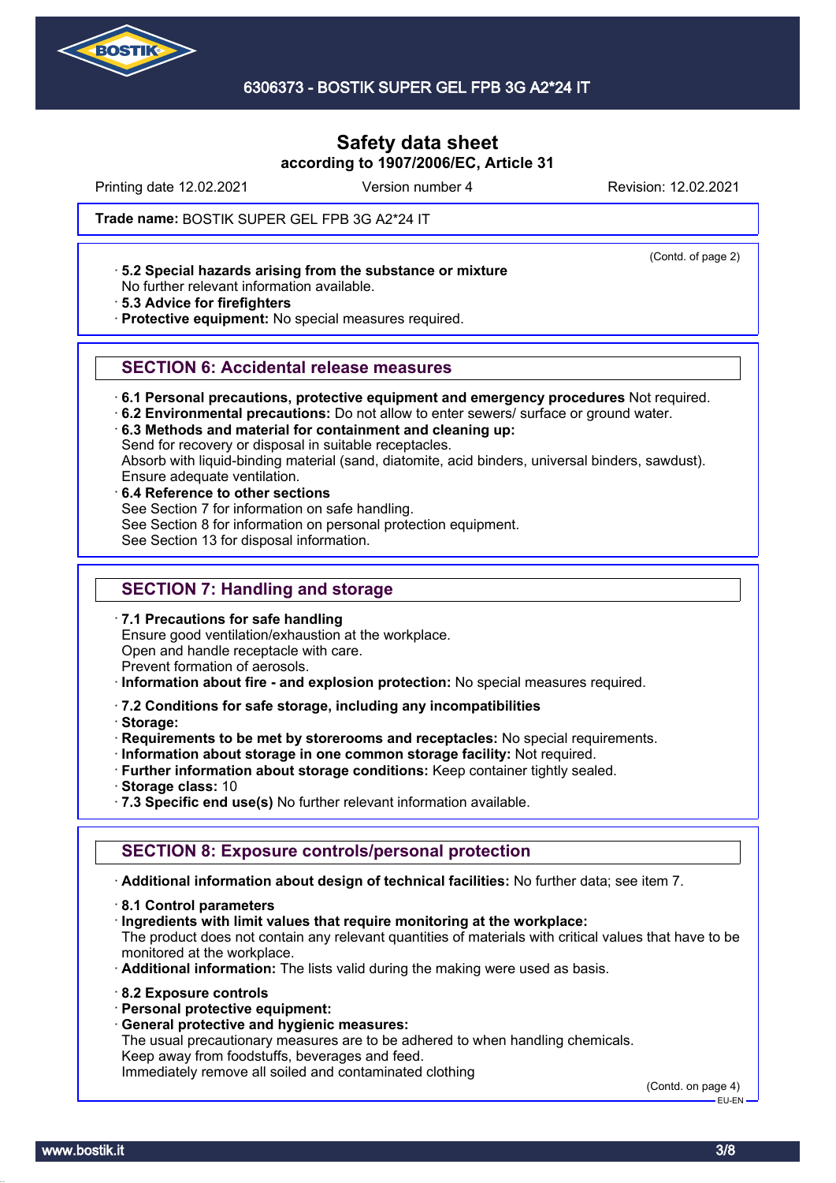# Safety data sheet
**according to 1907/2006/EC, Article 31**

Printing date 12.02.2021 Version number 4 Revision: 12.02.2021

**Trade name:** BOSTIK SUPER GEL FPB 3G A2*24 IT

(Contd. of page 2)

· **5.2 Special hazards arising from the substance or mixture**
No further relevant information available.
· **5.3 Advice for firefighters**
· **Protective equipment:** No special measures required.

## SECTION 6: Accidental release measures

· **6.1 Personal precautions, protective equipment and emergency procedures** Not required.
· **6.2 Environmental precautions:** Do not allow to enter sewers/ surface or ground water.
· **6.3 Methods and material for containment and cleaning up:**
Send for recovery or disposal in suitable receptacles.
Absorb with liquid-binding material (sand, diatomite, acid binders, universal binders, sawdust).
Ensure adequate ventilation.
· **6.4 Reference to other sections**
See Section 7 for information on safe handling.
See Section 8 for information on personal protection equipment.
See Section 13 for disposal information.

## SECTION 7: Handling and storage

· **7.1 Precautions for safe handling**
Ensure good ventilation/exhaustion at the workplace.
Open and handle receptacle with care.
Prevent formation of aerosols.
· **Information about fire - and explosion protection:** No special measures required.

· **7.2 Conditions for safe storage, including any incompatibilities**
· **Storage:**
· **Requirements to be met by storerooms and receptacles:** No special requirements.
· **Information about storage in one common storage facility:** Not required.
· **Further information about storage conditions:** Keep container tightly sealed.
· **Storage class:** 10
· **7.3 Specific end use(s)** No further relevant information available.

## SECTION 8: Exposure controls/personal protection

· **Additional information about design of technical facilities:** No further data; see item 7.

· **8.1 Control parameters**
· **Ingredients with limit values that require monitoring at the workplace:**
The product does not contain any relevant quantities of materials with critical values that have to be monitored at the workplace.
· **Additional information:** The lists valid during the making were used as basis.

· **8.2 Exposure controls**
· **Personal protective equipment:**
· **General protective and hygienic measures:**
The usual precautionary measures are to be adhered to when handling chemicals.
Keep away from foodstuffs, beverages and feed.
Immediately remove all soiled and contaminated clothing

(Contd. on page 4)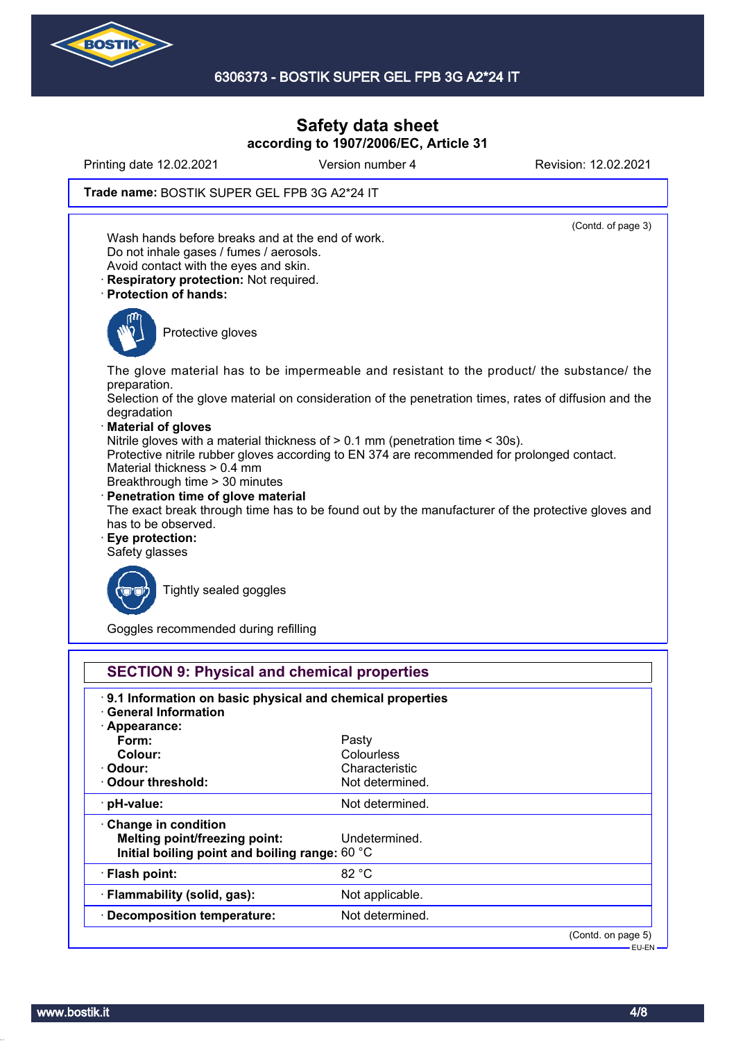# Safety data sheet
**according to 1907/2006/EC, Article 31**

Printing date 12.02.2021 | Version number 4 | Revision: 12.02.2021

**Trade name:** BOSTIK SUPER GEL FPB 3G A2*24 IT

(Contd. of page 3)

Wash hands before breaks and at the end of work.
Do not inhale gases / fumes / aerosols.
Avoid contact with the eyes and skin.

· **Respiratory protection:** Not required.

· **Protection of hands:**

Protective gloves

The glove material has to be impermeable and resistant to the product/ the substance/ the preparation.
Selection of the glove material on consideration of the penetration times, rates of diffusion and the degradation

· **Material of gloves**

Nitrile gloves with a material thickness of > 0.1 mm (penetration time < 30s).
Protective nitrile rubber gloves according to EN 374 are recommended for prolonged contact.
Material thickness > 0.4 mm
Breakthrough time > 30 minutes

· **Penetration time of glove material**

The exact break through time has to be found out by the manufacturer of the protective gloves and has to be observed.

· **Eye protection:**

Safety glasses

Tightly sealed goggles

Goggles recommended during refilling

## SECTION 9: Physical and chemical properties

· **9.1 Information on basic physical and chemical properties**

· **General Information**

· **Appearance:**

| Property | Value |
|---|---|
| **Form:** | Pasty |
| **Colour:** | Colourless |
| · **Odour:** | Characteristic |
| · **Odour threshold:** | Not determined. |
| · **pH-value:** | Not determined. |
| · **Change in condition** | |
| **Melting point/freezing point:** | Undetermined. |
| **Initial boiling point and boiling range:** | 60 °C |
| · **Flash point:** | 82 °C |
| · **Flammability (solid, gas):** | Not applicable. |
| · **Decomposition temperature:** | Not determined. |

(Contd. on page 5)

EU-EN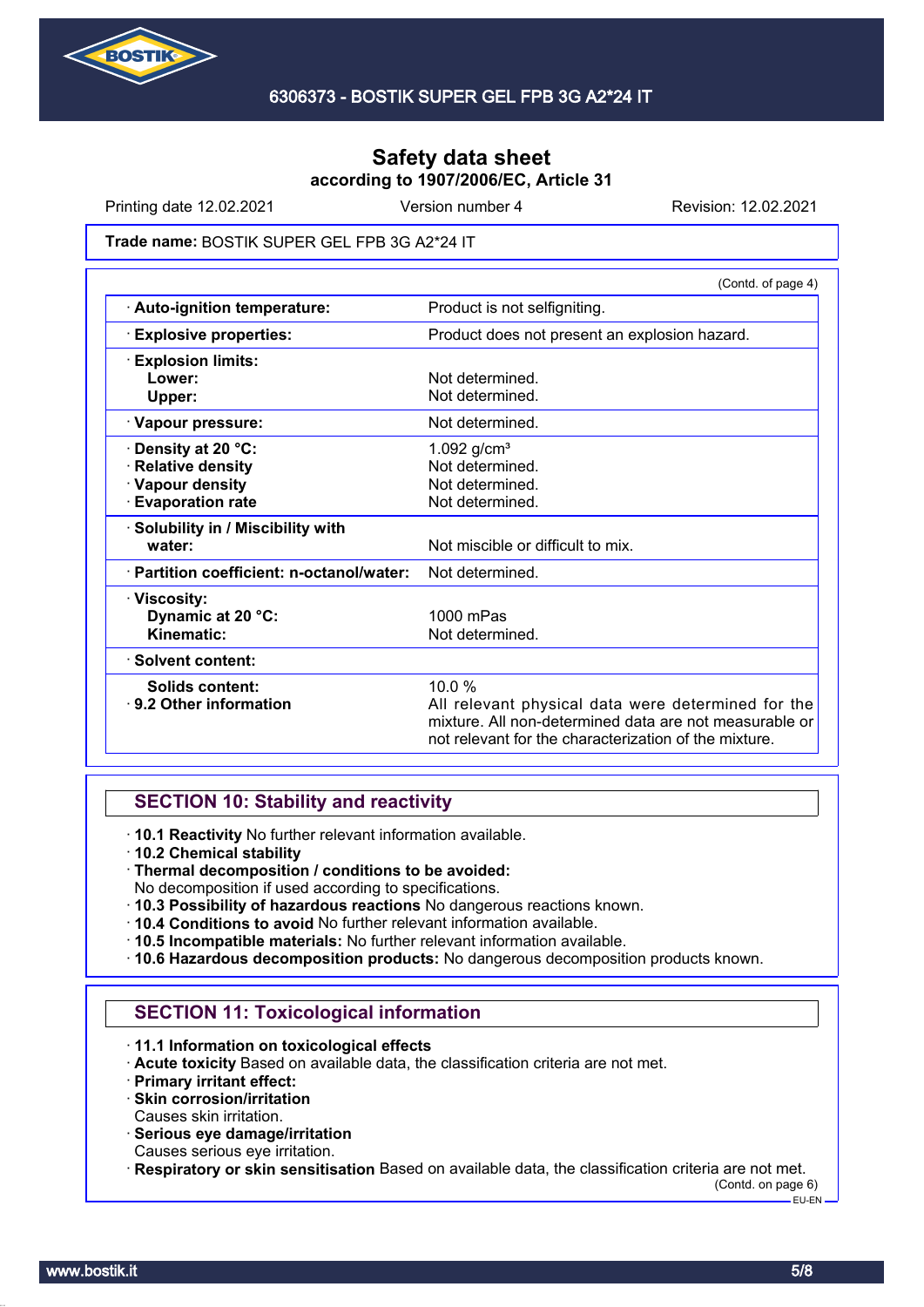# Safety data sheet
**according to 1907/2006/EC, Article 31**

Printing date 12.02.2021 | Version number 4 | Revision: 12.02.2021

**Trade name:** BOSTIK SUPER GEL FPB 3G A2*24 IT

(Contd. of page 4)

| | |
|---|---|
| · **Auto-ignition temperature:** | Product is not selfigniting. |
| · **Explosive properties:** | Product does not present an explosion hazard. |
| · **Explosion limits:**<br>**Lower:**<br>**Upper:** | <br>Not determined.<br>Not determined. |
| · **Vapour pressure:** | Not determined. |
| · **Density at 20 °C:**<br>· **Relative density**<br>· **Vapour density**<br>· **Evaporation rate** | 1.092 g/cm³<br>Not determined.<br>Not determined.<br>Not determined. |
| · **Solubility in / Miscibility with water:** | Not miscible or difficult to mix. |
| · **Partition coefficient: n-octanol/water:** | Not determined. |
| · **Viscosity:**<br>**Dynamic at 20 °C:**<br>**Kinematic:** | <br>1000 mPas<br>Not determined. |
| · **Solvent content:** | |
| **Solids content:**<br>· **9.2 Other information** | 10.0 %<br>All relevant physical data were determined for the mixture. All non-determined data are not measurable or not relevant for the characterization of the mixture. |

## SECTION 10: Stability and reactivity

· **10.1 Reactivity** No further relevant information available.
· **10.2 Chemical stability**
· **Thermal decomposition / conditions to be avoided:**
No decomposition if used according to specifications.
· **10.3 Possibility of hazardous reactions** No dangerous reactions known.
· **10.4 Conditions to avoid** No further relevant information available.
· **10.5 Incompatible materials:** No further relevant information available.
· **10.6 Hazardous decomposition products:** No dangerous decomposition products known.

## SECTION 11: Toxicological information

· **11.1 Information on toxicological effects**
· **Acute toxicity** Based on available data, the classification criteria are not met.
· **Primary irritant effect:**
· **Skin corrosion/irritation**
Causes skin irritation.
· **Serious eye damage/irritation**
Causes serious eye irritation.
· **Respiratory or skin sensitisation** Based on available data, the classification criteria are not met.

(Contd. on page 6)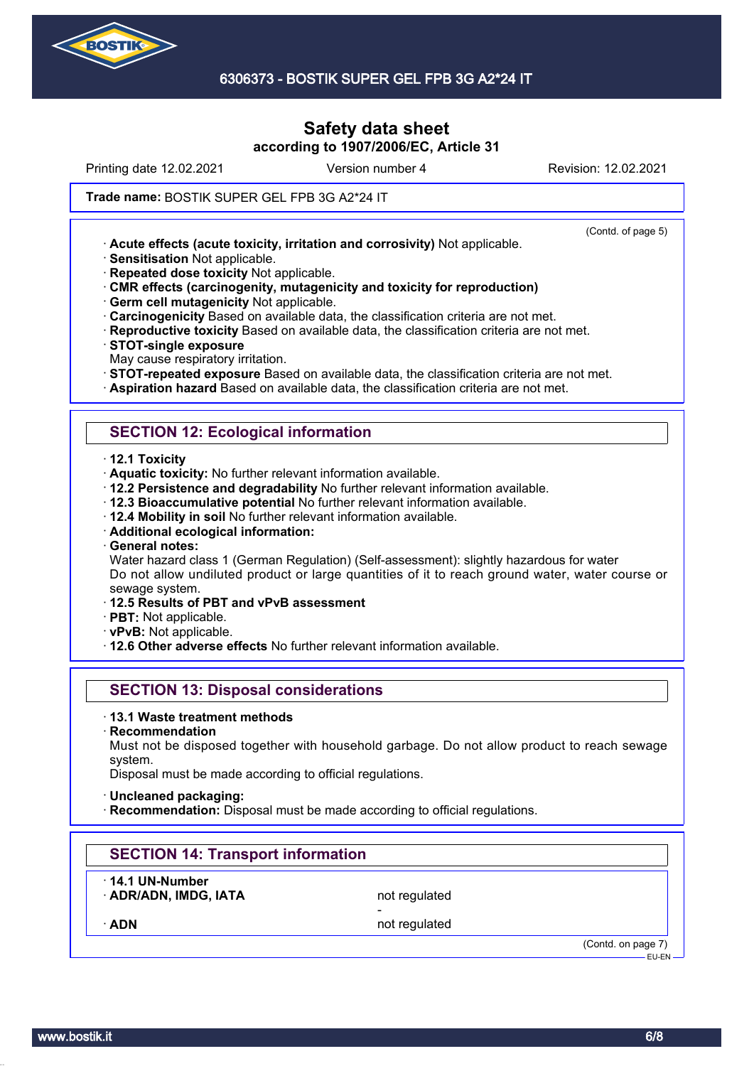Printing date 12.02.2021 Version number 4 Revision: 12.02.2021

**Trade name:** BOSTIK SUPER GEL FPB 3G A2*24 IT

(Contd. of page 5)

- **Acute effects (acute toxicity, irritation and corrosivity)** Not applicable.
- **Sensitisation** Not applicable.
- **Repeated dose toxicity** Not applicable.
- **CMR effects (carcinogenity, mutagenicity and toxicity for reproduction)**
- **Germ cell mutagenicity** Not applicable.
- **Carcinogenicity** Based on available data, the classification criteria are not met.
- **Reproductive toxicity** Based on available data, the classification criteria are not met.
- **STOT-single exposure**
  May cause respiratory irritation.
- **STOT-repeated exposure** Based on available data, the classification criteria are not met.
- **Aspiration hazard** Based on available data, the classification criteria are not met.

## SECTION 12: Ecological information

- **12.1 Toxicity**
- **Aquatic toxicity:** No further relevant information available.
- **12.2 Persistence and degradability** No further relevant information available.
- **12.3 Bioaccumulative potential** No further relevant information available.
- **12.4 Mobility in soil** No further relevant information available.
- **Additional ecological information:**
- **General notes:**
  Water hazard class 1 (German Regulation) (Self-assessment): slightly hazardous for water
  Do not allow undiluted product or large quantities of it to reach ground water, water course or sewage system.
- **12.5 Results of PBT and vPvB assessment**
- **PBT:** Not applicable.
- **vPvB:** Not applicable.
- **12.6 Other adverse effects** No further relevant information available.

## SECTION 13: Disposal considerations

- **13.1 Waste treatment methods**
- **Recommendation**
  Must not be disposed together with household garbage. Do not allow product to reach sewage system.
  Disposal must be made according to official regulations.
- **Uncleaned packaging:**
- **Recommendation:** Disposal must be made according to official regulations.

## SECTION 14: Transport information

| | |
|---|---|
| **14.1 UN-Number** | |
| **ADR/ADN, IMDG, IATA** | not regulated |
| | - |
| **ADN** | not regulated |

(Contd. on page 7)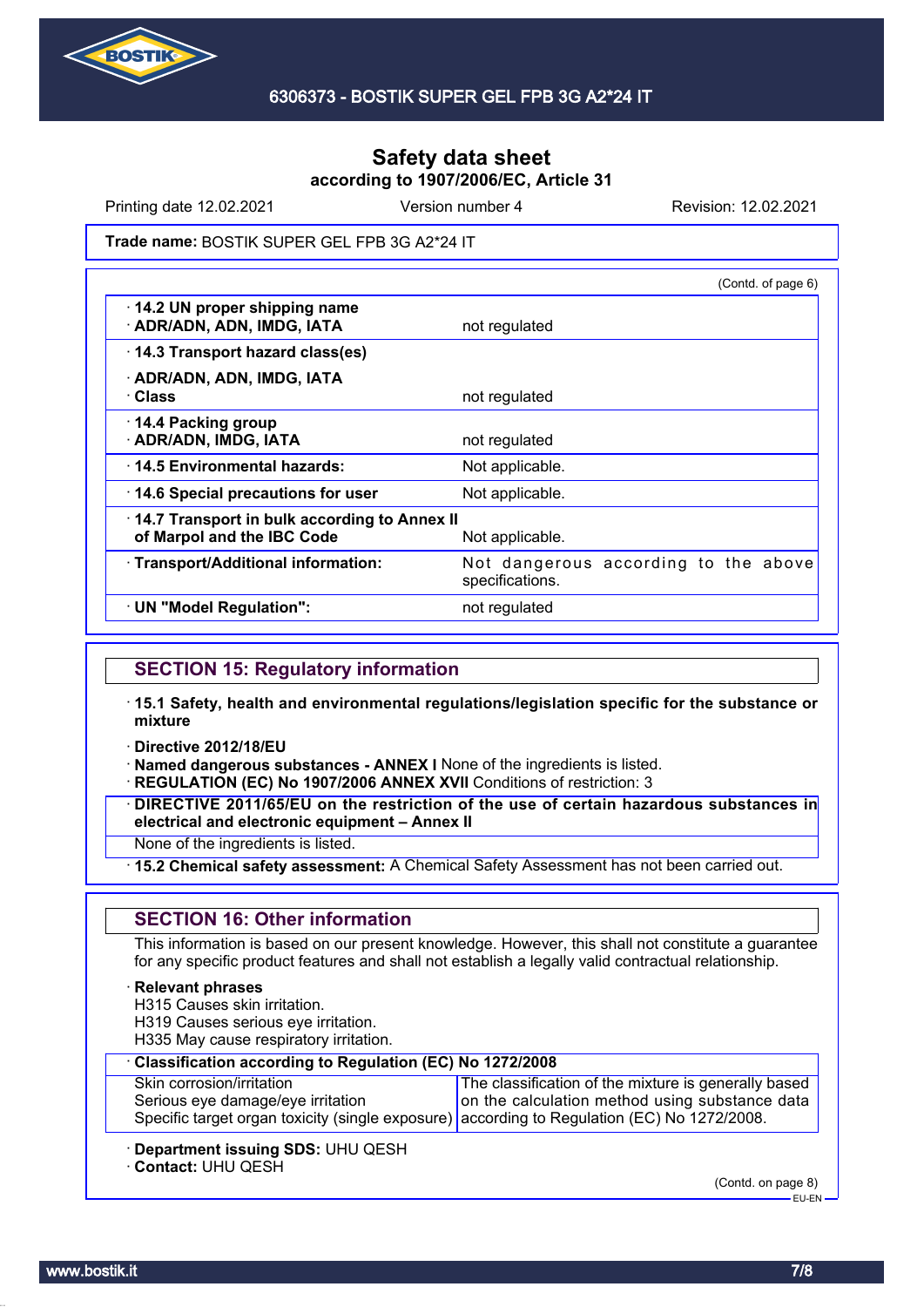**Safety data sheet**
**according to 1907/2006/EC, Article 31**

Printing date 12.02.2021 | Version number 4 | Revision: 12.02.2021

**Trade name:** BOSTIK SUPER GEL FPB 3G A2*24 IT

(Contd. of page 6)

| | |
|---|---|
| · **14.2 UN proper shipping name** · **ADR/ADN, ADN, IMDG, IATA** | not regulated |
| · **14.3 Transport hazard class(es)** · **ADR/ADN, ADN, IMDG, IATA** · **Class** | not regulated |
| · **14.4 Packing group** · **ADR/ADN, IMDG, IATA** | not regulated |
| · **14.5 Environmental hazards:** | Not applicable. |
| · **14.6 Special precautions for user** | Not applicable. |
| · **14.7 Transport in bulk according to Annex II of Marpol and the IBC Code** | Not applicable. |
| · **Transport/Additional information:** | Not dangerous according to the above specifications. |
| · **UN "Model Regulation":** | not regulated |

## SECTION 15: Regulatory information

· **15.1 Safety, health and environmental regulations/legislation specific for the substance or mixture**

· **Directive 2012/18/EU**
· **Named dangerous substances - ANNEX I** None of the ingredients is listed.
· **REGULATION (EC) No 1907/2006 ANNEX XVII** Conditions of restriction: 3
· **DIRECTIVE 2011/65/EU on the restriction of the use of certain hazardous substances in electrical and electronic equipment – Annex II**
None of the ingredients is listed.
· **15.2 Chemical safety assessment:** A Chemical Safety Assessment has not been carried out.

## SECTION 16: Other information

This information is based on our present knowledge. However, this shall not constitute a guarantee for any specific product features and shall not establish a legally valid contractual relationship.

· **Relevant phrases**
H315 Causes skin irritation.
H319 Causes serious eye irritation.
H335 May cause respiratory irritation.

· **Classification according to Regulation (EC) No 1272/2008**

| | |
|---|---|
| Skin corrosion/irritation<br>Serious eye damage/eye irritation<br>Specific target organ toxicity (single exposure) | The classification of the mixture is generally based on the calculation method using substance data according to Regulation (EC) No 1272/2008. |

· **Department issuing SDS:** UHU QESH
· **Contact:** UHU QESH

(Contd. on page 8)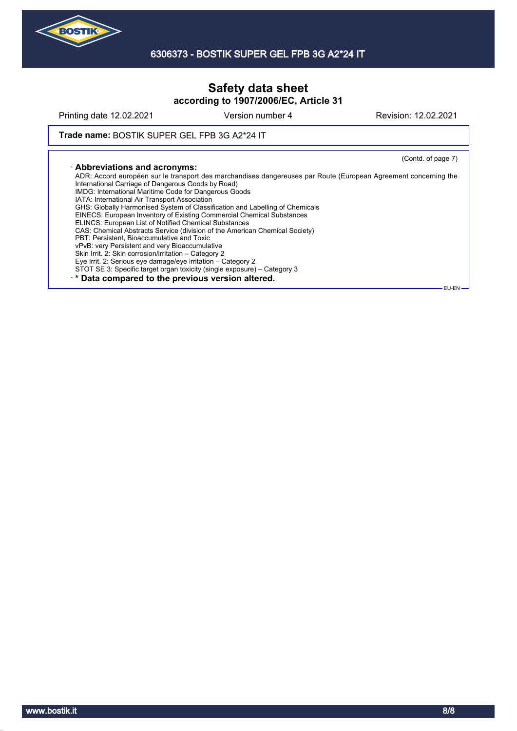# Safety data sheet

**according to 1907/2006/EC, Article 31**

Printing date 12.02.2021 Version number 4 Revision: 12.02.2021

**Trade name:** BOSTIK SUPER GEL FPB 3G A2*24 IT

(Contd. of page 7)

· **Abbreviations and acronyms:**

ADR: Accord européen sur le transport des marchandises dangereuses par Route (European Agreement concerning the International Carriage of Dangerous Goods by Road)
IMDG: International Maritime Code for Dangerous Goods
IATA: International Air Transport Association
GHS: Globally Harmonised System of Classification and Labelling of Chemicals
EINECS: European Inventory of Existing Commercial Chemical Substances
ELINCS: European List of Notified Chemical Substances
CAS: Chemical Abstracts Service (division of the American Chemical Society)
PBT: Persistent, Bioaccumulative and Toxic
vPvB: very Persistent and very Bioaccumulative
Skin Irrit. 2: Skin corrosion/irritation – Category 2
Eye Irrit. 2: Serious eye damage/eye irritation – Category 2
STOT SE 3: Specific target organ toxicity (single exposure) – Category 3

· **\* Data compared to the previous version altered.**

EU-EN